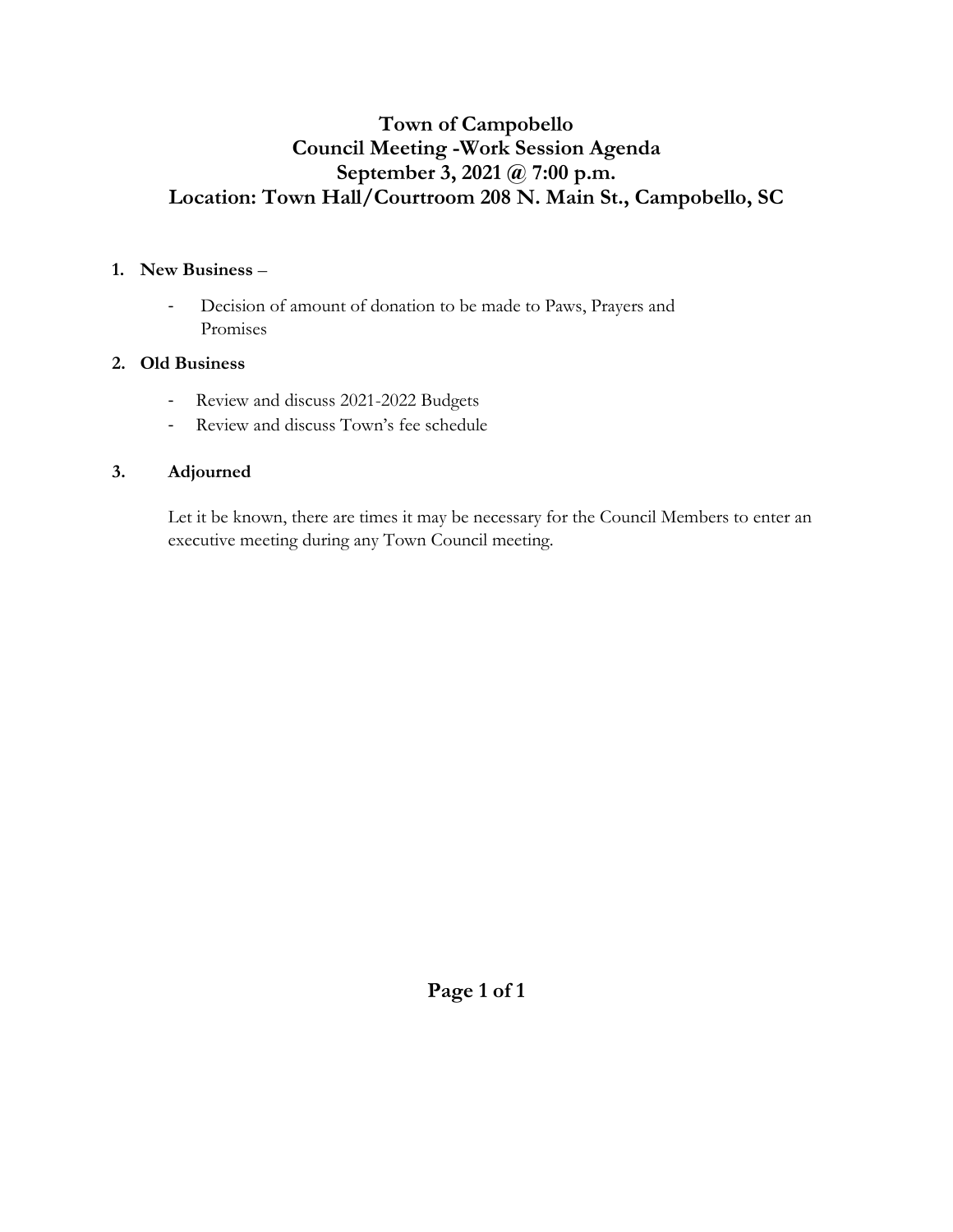# Town of Campobello
## Council Meeting -Work Session Agenda
## September 3, 2021 @ 7:00 p.m.
## Location: Town Hall/Courtroom 208 N. Main St., Campobello, SC

1. **New Business** –
   - Decision of amount of donation to be made to Paws, Prayers and Promises

2. **Old Business**
   - Review and discuss 2021-2022 Budgets
   - Review and discuss Town's fee schedule

3. **Adjourned**

   Let it be known, there are times it may be necessary for the Council Members to enter an executive meeting during any Town Council meeting.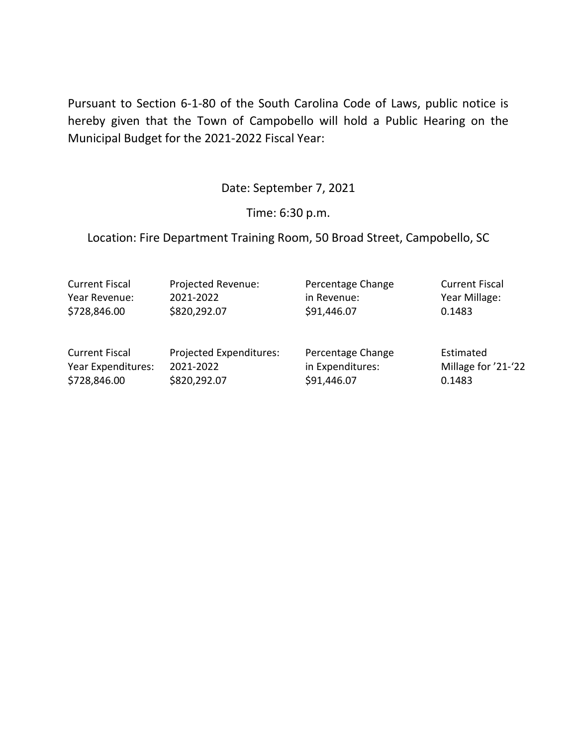Pursuant to Section 6-1-80 of the South Carolina Code of Laws, public notice is hereby given that the Town of Campobello will hold a Public Hearing on the Municipal Budget for the 2021-2022 Fiscal Year:

Date: September 7, 2021

Time: 6:30 p.m.

Location: Fire Department Training Room, 50 Broad Street, Campobello, SC

| Current Fiscal Year Revenue: | Projected Revenue: 2021-2022 | Percentage Change in Revenue: | Current Fiscal Year Millage: |
|---|---|---|---|
| $728,846.00 | $820,292.07 | $91,446.07 | 0.1483 |

| Current Fiscal Year Expenditures: | Projected Expenditures: 2021-2022 | Percentage Change in Expenditures: | Estimated Millage for '21-'22 |
|---|---|---|---|
| $728,846.00 | $820,292.07 | $91,446.07 | 0.1483 |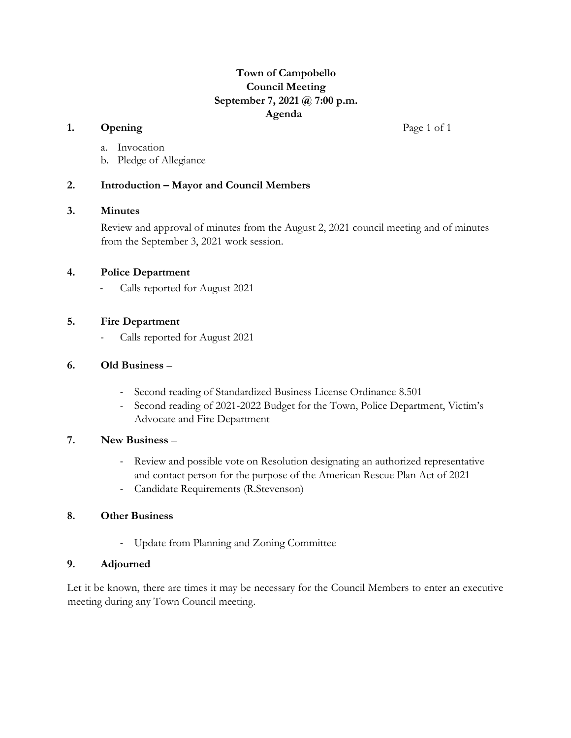**Town of Campobello**
**Council Meeting**
**September 7, 2021 @ 7:00 p.m.**
**Agenda**

**1. Opening**

a. Invocation
b. Pledge of Allegiance

**2. Introduction – Mayor and Council Members**

**3. Minutes**

Review and approval of minutes from the August 2, 2021 council meeting and of minutes from the September 3, 2021 work session.

**4. Police Department**

- Calls reported for August 2021

**5. Fire Department**

- Calls reported for August 2021

**6. Old Business** –

- Second reading of Standardized Business License Ordinance 8.501
- Second reading of 2021-2022 Budget for the Town, Police Department, Victim's Advocate and Fire Department

**7. New Business** –

- Review and possible vote on Resolution designating an authorized representative and contact person for the purpose of the American Rescue Plan Act of 2021
- Candidate Requirements (R.Stevenson)

**8. Other Business**

- Update from Planning and Zoning Committee

**9. Adjourned**

Let it be known, there are times it may be necessary for the Council Members to enter an executive meeting during any Town Council meeting.